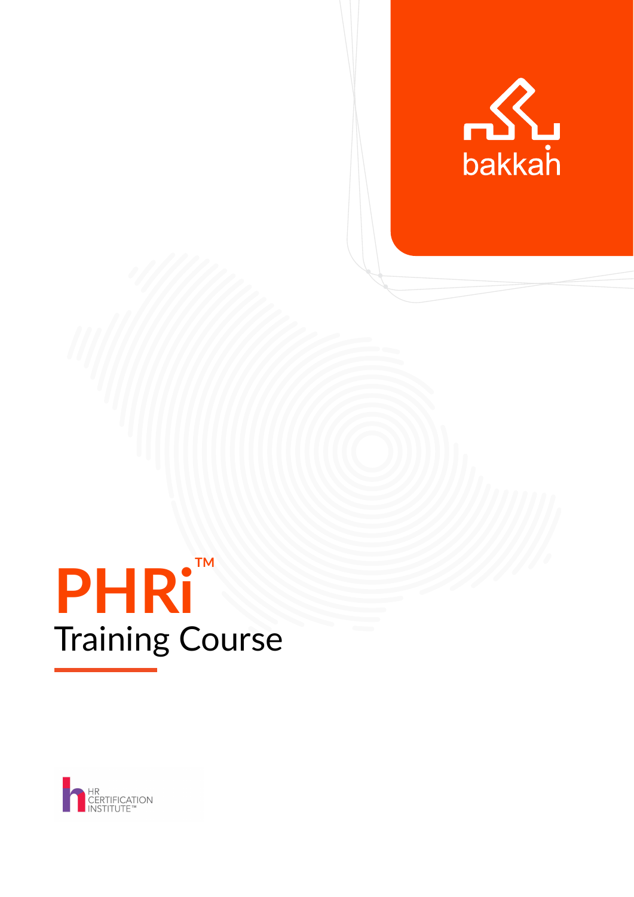bakkah

# PHRi™

## Training Course

HR CERTIFICATION INSTITUTE™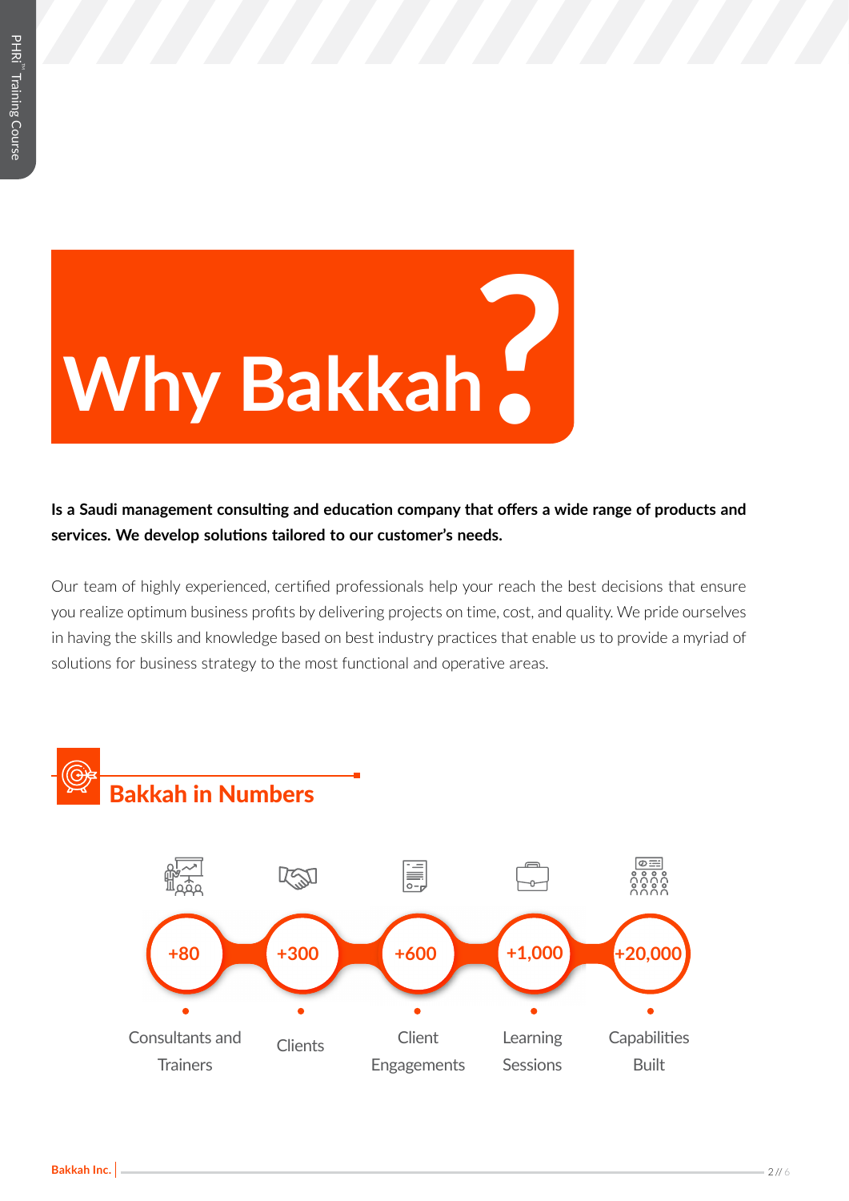# Why Bakkah?

**Is a Saudi management consulting and education company that offers a wide range of products and services. We develop solutions tailored to our customer's needs.**

Our team of highly experienced, certified professionals help your reach the best decisions that ensure you realize optimum business profits by delivering projects on time, cost, and quality. We pride ourselves in having the skills and knowledge based on best industry practices that enable us to provide a myriad of solutions for business strategy to the most functional and operative areas.

## Bakkah in Numbers

- **+80** Consultants and Trainers
- **+300** Clients
- **+600** Client Engagements
- **+1,000** Learning Sessions
- **+20,000** Capabilities Built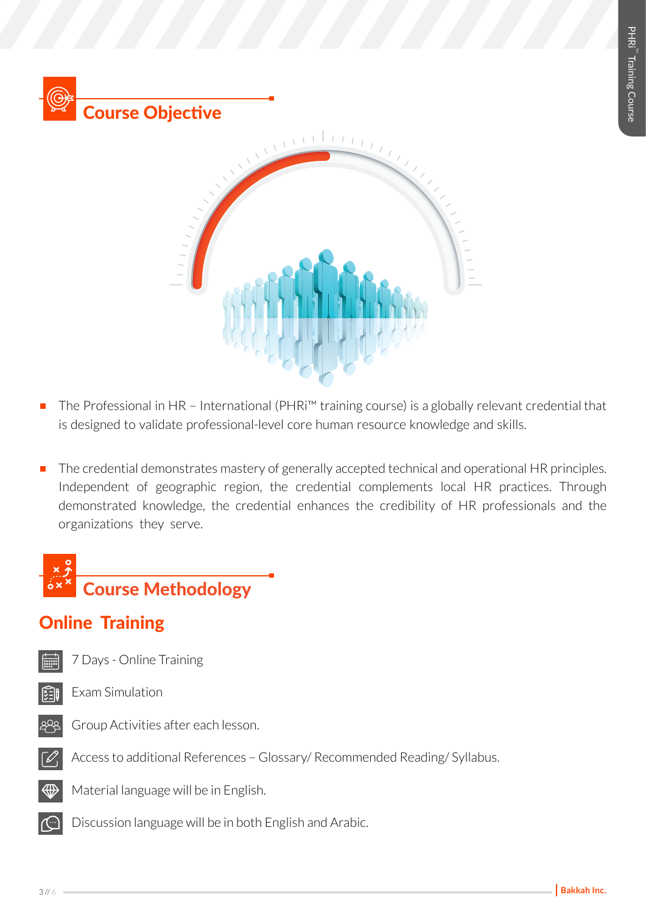## Course Objective

- The Professional in HR – International (PHRi™ training course) is a globally relevant credential that is designed to validate professional-level core human resource knowledge and skills.

- The credential demonstrates mastery of generally accepted technical and operational HR principles. Independent of geographic region, the credential complements local HR practices. Through demonstrated knowledge, the credential enhances the credibility of HR professionals and the organizations they serve.

## Course Methodology

### Online Training

- 7 Days - Online Training
- Exam Simulation
- Group Activities after each lesson.
- Access to additional References – Glossary/ Recommended Reading/ Syllabus.
- Material language will be in English.
- Discussion language will be in both English and Arabic.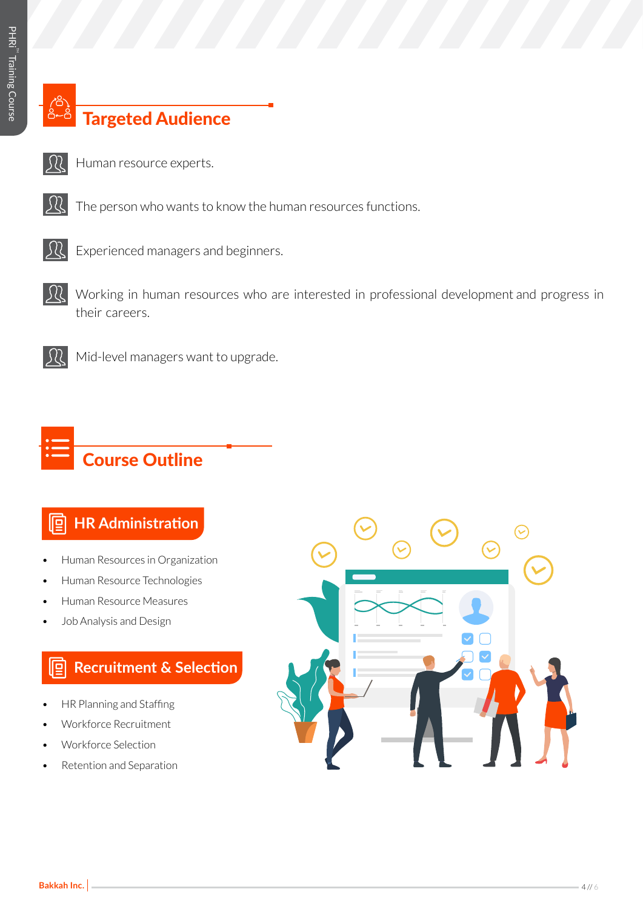## Targeted Audience

- Human resource experts.
- The person who wants to know the human resources functions.
- Experienced managers and beginners.
- Working in human resources who are interested in professional development and progress in their careers.
- Mid-level managers want to upgrade.

## Course Outline

### HR Administration

- Human Resources in Organization
- Human Resource Technologies
- Human Resource Measures
- Job Analysis and Design

### Recruitment & Selection

- HR Planning and Staffing
- Workforce Recruitment
- Workforce Selection
- Retention and Separation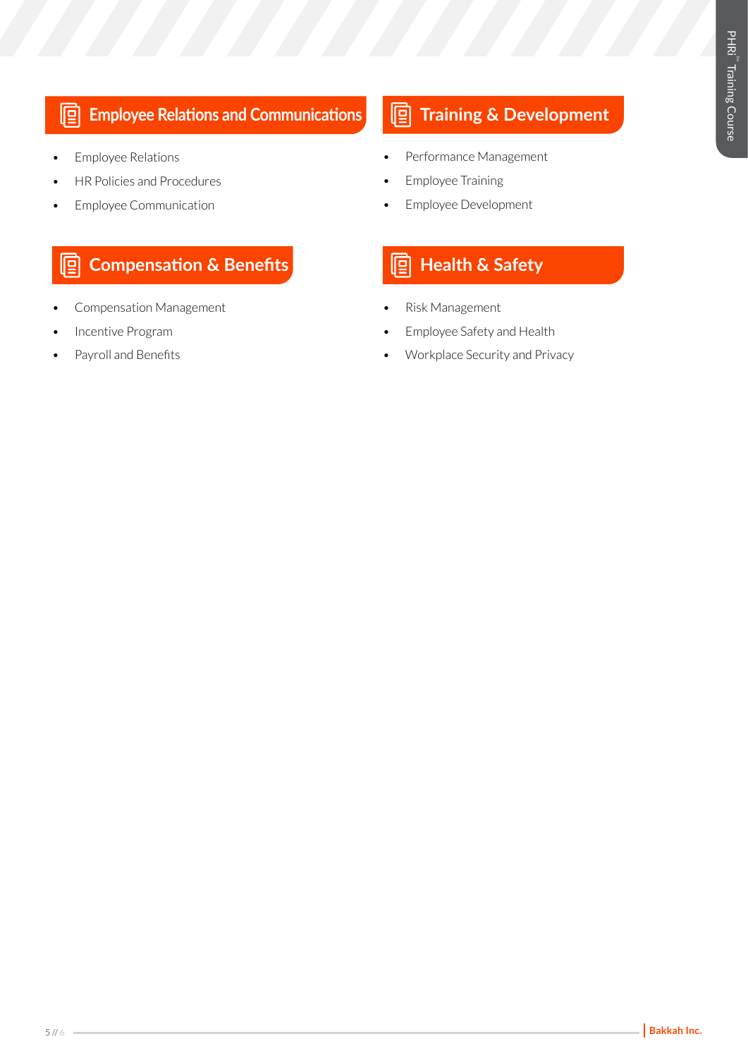## Employee Relations and Communications

- Employee Relations
- HR Policies and Procedures
- Employee Communication

## Training & Development

- Performance Management
- Employee Training
- Employee Development

## Compensation & Benefits

- Compensation Management
- Incentive Program
- Payroll and Benefits

## Health & Safety

- Risk Management
- Employee Safety and Health
- Workplace Security and Privacy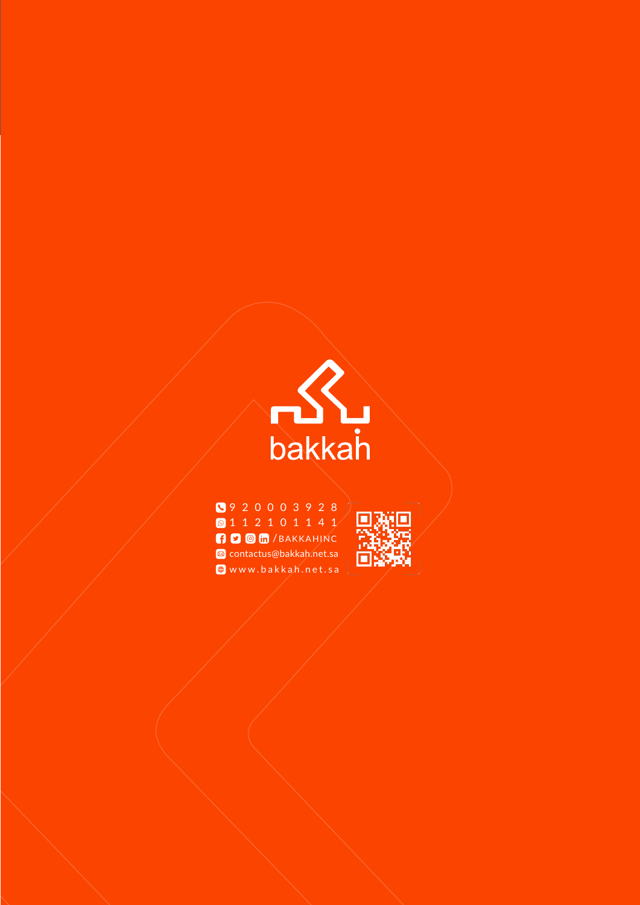bakkah

920003928

112101141

/BAKKAHINC

contactus@bakkah.net.sa

www.bakkah.net.sa